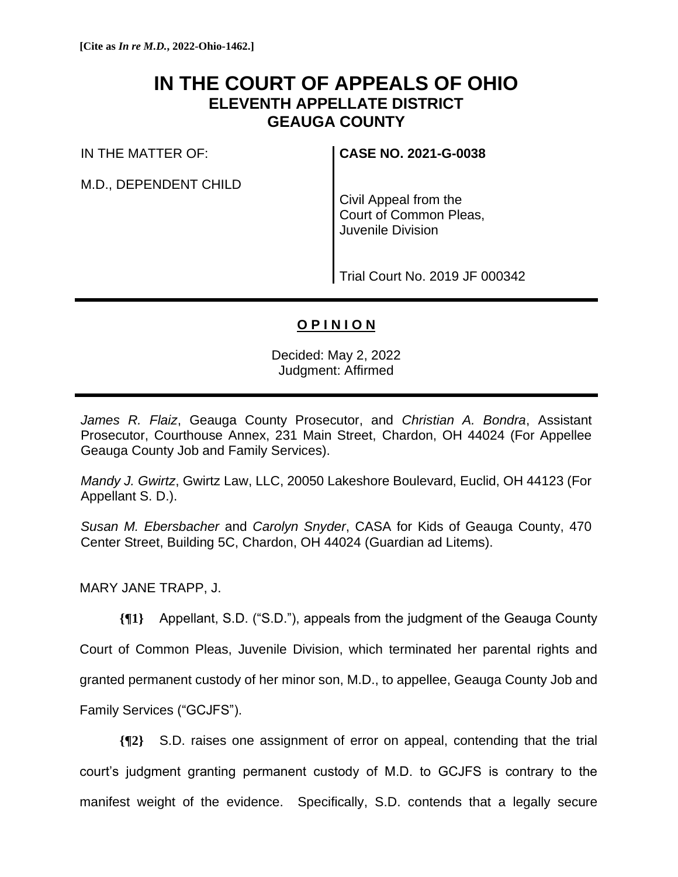**[Cite as *In re M.D.*, 2022-Ohio-1462.]**

# IN THE COURT OF APPEALS OF OHIO
## ELEVENTH APPELLATE DISTRICT
## GEAUGA COUNTY

| | |
|---|---|
| IN THE MATTER OF:<br><br>M.D., DEPENDENT CHILD | **CASE NO. 2021-G-0038**<br><br>Civil Appeal from the Court of Common Pleas, Juvenile Division<br><br>Trial Court No. 2019 JF 000342 |

---

**O P I N I O N**

Decided: May 2, 2022
Judgment: Affirmed

---

*James R. Flaiz*, Geauga County Prosecutor, and *Christian A. Bondra*, Assistant Prosecutor, Courthouse Annex, 231 Main Street, Chardon, OH 44024 (For Appellee Geauga County Job and Family Services).

*Mandy J. Gwirtz*, Gwirtz Law, LLC, 20050 Lakeshore Boulevard, Euclid, OH 44123 (For Appellant S. D.).

*Susan M. Ebersbacher* and *Carolyn Snyder*, CASA for Kids of Geauga County, 470 Center Street, Building 5C, Chardon, OH 44024 (Guardian ad Litems).

MARY JANE TRAPP, J.

**{¶1}** Appellant, S.D. ("S.D."), appeals from the judgment of the Geauga County Court of Common Pleas, Juvenile Division, which terminated her parental rights and granted permanent custody of her minor son, M.D., to appellee, Geauga County Job and Family Services ("GCJFS").

**{¶2}** S.D. raises one assignment of error on appeal, contending that the trial court's judgment granting permanent custody of M.D. to GCJFS is contrary to the manifest weight of the evidence. Specifically, S.D. contends that a legally secure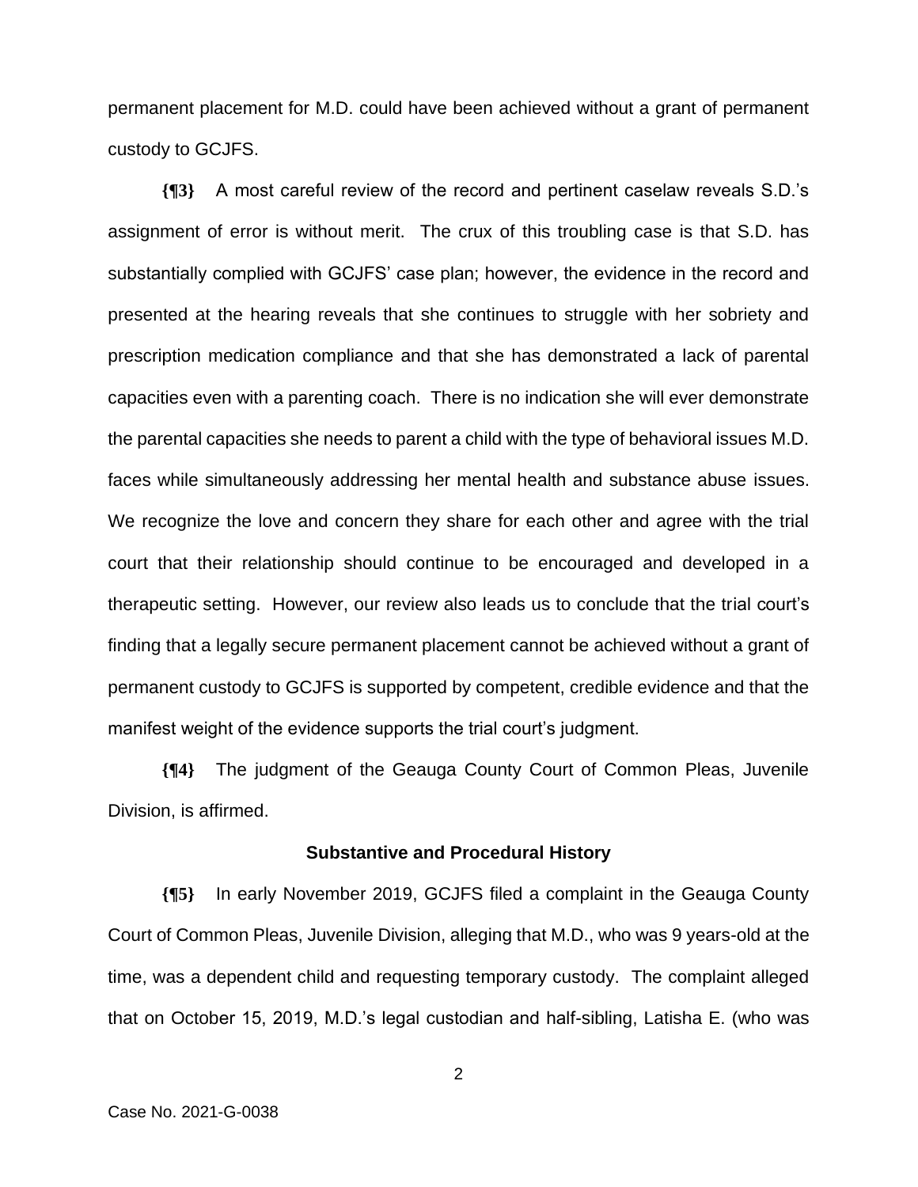permanent placement for M.D. could have been achieved without a grant of permanent custody to GCJFS.

**{¶3}** A most careful review of the record and pertinent caselaw reveals S.D.'s assignment of error is without merit. The crux of this troubling case is that S.D. has substantially complied with GCJFS' case plan; however, the evidence in the record and presented at the hearing reveals that she continues to struggle with her sobriety and prescription medication compliance and that she has demonstrated a lack of parental capacities even with a parenting coach. There is no indication she will ever demonstrate the parental capacities she needs to parent a child with the type of behavioral issues M.D. faces while simultaneously addressing her mental health and substance abuse issues. We recognize the love and concern they share for each other and agree with the trial court that their relationship should continue to be encouraged and developed in a therapeutic setting. However, our review also leads us to conclude that the trial court's finding that a legally secure permanent placement cannot be achieved without a grant of permanent custody to GCJFS is supported by competent, credible evidence and that the manifest weight of the evidence supports the trial court's judgment.

**{¶4}** The judgment of the Geauga County Court of Common Pleas, Juvenile Division, is affirmed.

### Substantive and Procedural History

**{¶5}** In early November 2019, GCJFS filed a complaint in the Geauga County Court of Common Pleas, Juvenile Division, alleging that M.D., who was 9 years-old at the time, was a dependent child and requesting temporary custody. The complaint alleged that on October 15, 2019, M.D.'s legal custodian and half-sibling, Latisha E. (who was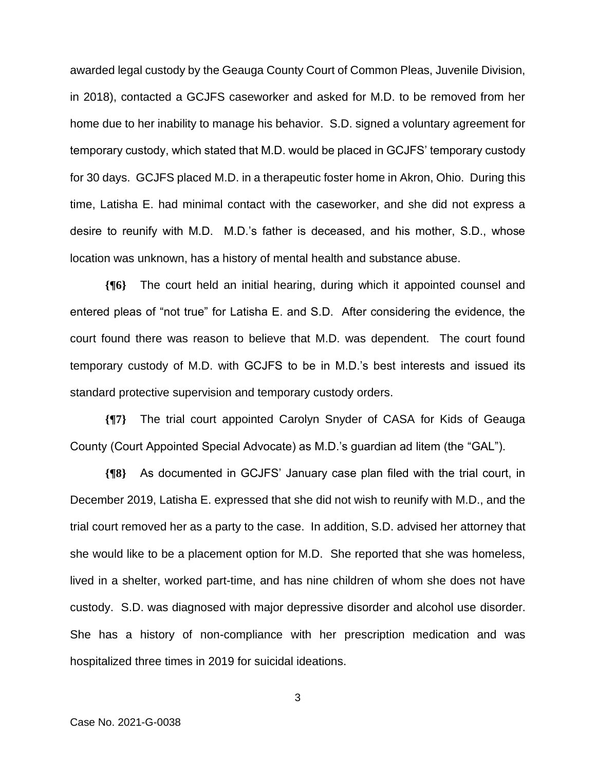awarded legal custody by the Geauga County Court of Common Pleas, Juvenile Division, in 2018), contacted a GCJFS caseworker and asked for M.D. to be removed from her home due to her inability to manage his behavior. S.D. signed a voluntary agreement for temporary custody, which stated that M.D. would be placed in GCJFS' temporary custody for 30 days. GCJFS placed M.D. in a therapeutic foster home in Akron, Ohio. During this time, Latisha E. had minimal contact with the caseworker, and she did not express a desire to reunify with M.D. M.D.'s father is deceased, and his mother, S.D., whose location was unknown, has a history of mental health and substance abuse.

**{¶6}** The court held an initial hearing, during which it appointed counsel and entered pleas of "not true" for Latisha E. and S.D. After considering the evidence, the court found there was reason to believe that M.D. was dependent. The court found temporary custody of M.D. with GCJFS to be in M.D.'s best interests and issued its standard protective supervision and temporary custody orders.

**{¶7}** The trial court appointed Carolyn Snyder of CASA for Kids of Geauga County (Court Appointed Special Advocate) as M.D.'s guardian ad litem (the "GAL").

**{¶8}** As documented in GCJFS' January case plan filed with the trial court, in December 2019, Latisha E. expressed that she did not wish to reunify with M.D., and the trial court removed her as a party to the case. In addition, S.D. advised her attorney that she would like to be a placement option for M.D. She reported that she was homeless, lived in a shelter, worked part-time, and has nine children of whom she does not have custody. S.D. was diagnosed with major depressive disorder and alcohol use disorder. She has a history of non-compliance with her prescription medication and was hospitalized three times in 2019 for suicidal ideations.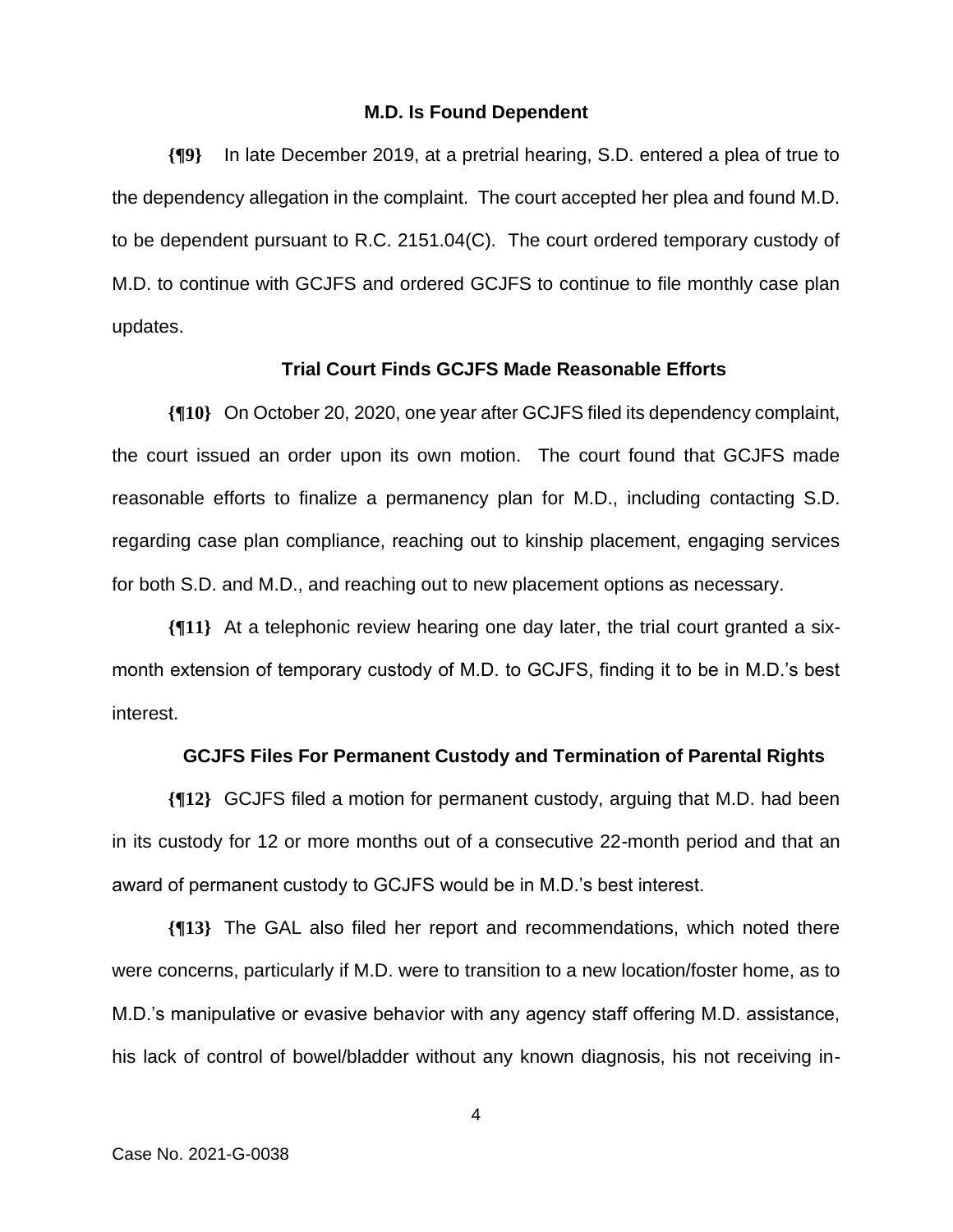### M.D. Is Found Dependent

**{¶9}** In late December 2019, at a pretrial hearing, S.D. entered a plea of true to the dependency allegation in the complaint. The court accepted her plea and found M.D. to be dependent pursuant to R.C. 2151.04(C). The court ordered temporary custody of M.D. to continue with GCJFS and ordered GCJFS to continue to file monthly case plan updates.

### Trial Court Finds GCJFS Made Reasonable Efforts

**{¶10}** On October 20, 2020, one year after GCJFS filed its dependency complaint, the court issued an order upon its own motion. The court found that GCJFS made reasonable efforts to finalize a permanency plan for M.D., including contacting S.D. regarding case plan compliance, reaching out to kinship placement, engaging services for both S.D. and M.D., and reaching out to new placement options as necessary.

**{¶11}** At a telephonic review hearing one day later, the trial court granted a six-month extension of temporary custody of M.D. to GCJFS, finding it to be in M.D.'s best interest.

### GCJFS Files For Permanent Custody and Termination of Parental Rights

**{¶12}** GCJFS filed a motion for permanent custody, arguing that M.D. had been in its custody for 12 or more months out of a consecutive 22-month period and that an award of permanent custody to GCJFS would be in M.D.'s best interest.

**{¶13}** The GAL also filed her report and recommendations, which noted there were concerns, particularly if M.D. were to transition to a new location/foster home, as to M.D.'s manipulative or evasive behavior with any agency staff offering M.D. assistance, his lack of control of bowel/bladder without any known diagnosis, his not receiving in-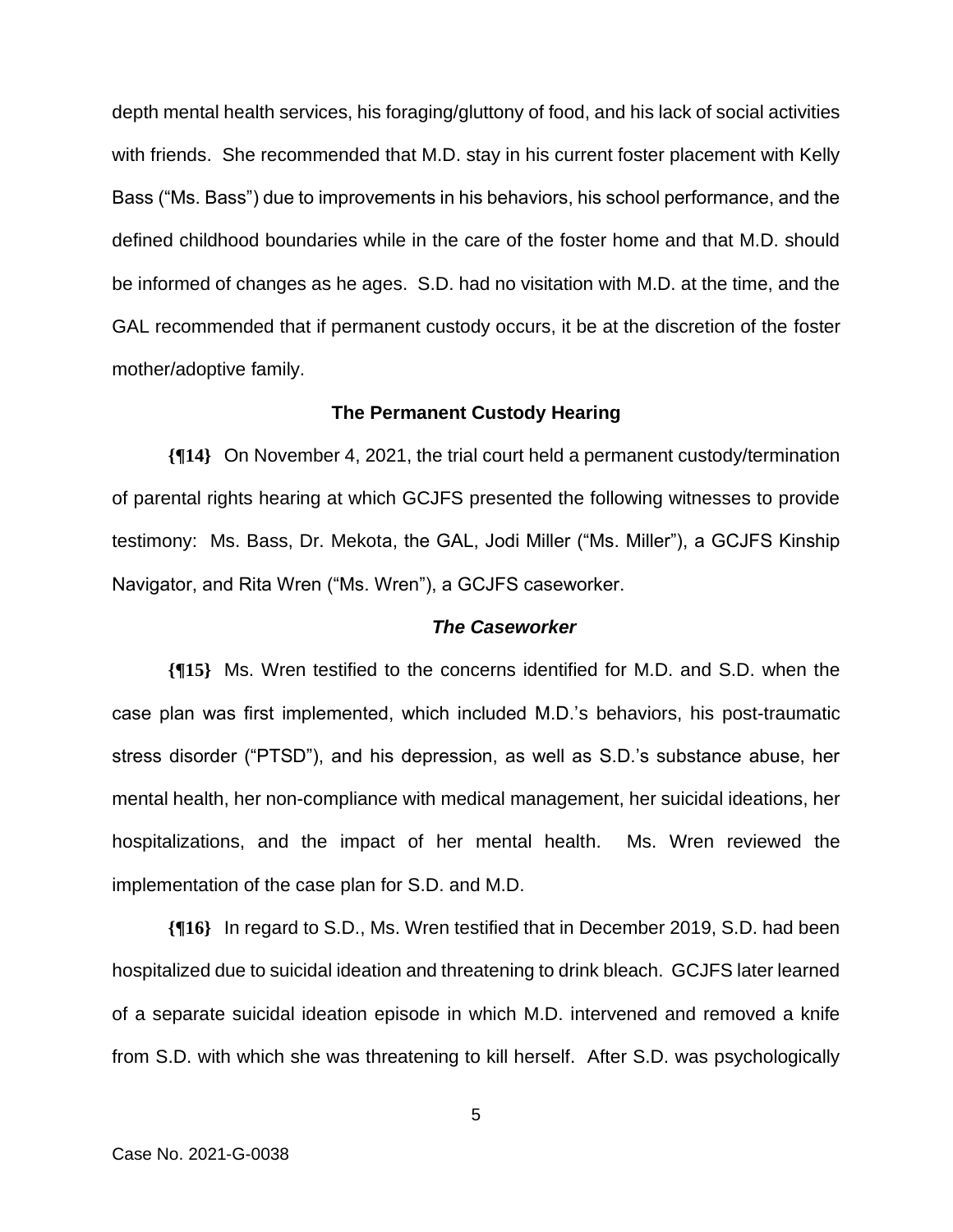depth mental health services, his foraging/gluttony of food, and his lack of social activities with friends. She recommended that M.D. stay in his current foster placement with Kelly Bass ("Ms. Bass") due to improvements in his behaviors, his school performance, and the defined childhood boundaries while in the care of the foster home and that M.D. should be informed of changes as he ages. S.D. had no visitation with M.D. at the time, and the GAL recommended that if permanent custody occurs, it be at the discretion of the foster mother/adoptive family.

### The Permanent Custody Hearing

**{¶14}** On November 4, 2021, the trial court held a permanent custody/termination of parental rights hearing at which GCJFS presented the following witnesses to provide testimony: Ms. Bass, Dr. Mekota, the GAL, Jodi Miller ("Ms. Miller"), a GCJFS Kinship Navigator, and Rita Wren ("Ms. Wren"), a GCJFS caseworker.

#### *The Caseworker*

**{¶15}** Ms. Wren testified to the concerns identified for M.D. and S.D. when the case plan was first implemented, which included M.D.'s behaviors, his post-traumatic stress disorder ("PTSD"), and his depression, as well as S.D.'s substance abuse, her mental health, her non-compliance with medical management, her suicidal ideations, her hospitalizations, and the impact of her mental health. Ms. Wren reviewed the implementation of the case plan for S.D. and M.D.

**{¶16}** In regard to S.D., Ms. Wren testified that in December 2019, S.D. had been hospitalized due to suicidal ideation and threatening to drink bleach. GCJFS later learned of a separate suicidal ideation episode in which M.D. intervened and removed a knife from S.D. with which she was threatening to kill herself. After S.D. was psychologically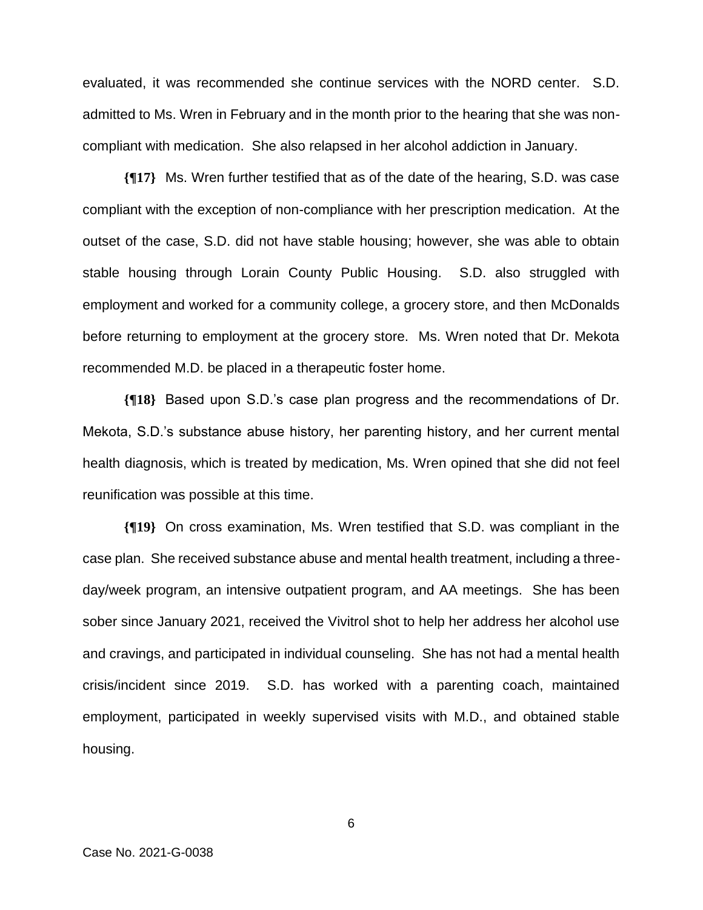evaluated, it was recommended she continue services with the NORD center. S.D. admitted to Ms. Wren in February and in the month prior to the hearing that she was non-compliant with medication. She also relapsed in her alcohol addiction in January.

**{¶17}** Ms. Wren further testified that as of the date of the hearing, S.D. was case compliant with the exception of non-compliance with her prescription medication. At the outset of the case, S.D. did not have stable housing; however, she was able to obtain stable housing through Lorain County Public Housing. S.D. also struggled with employment and worked for a community college, a grocery store, and then McDonalds before returning to employment at the grocery store. Ms. Wren noted that Dr. Mekota recommended M.D. be placed in a therapeutic foster home.

**{¶18}** Based upon S.D.'s case plan progress and the recommendations of Dr. Mekota, S.D.'s substance abuse history, her parenting history, and her current mental health diagnosis, which is treated by medication, Ms. Wren opined that she did not feel reunification was possible at this time.

**{¶19}** On cross examination, Ms. Wren testified that S.D. was compliant in the case plan. She received substance abuse and mental health treatment, including a three-day/week program, an intensive outpatient program, and AA meetings. She has been sober since January 2021, received the Vivitrol shot to help her address her alcohol use and cravings, and participated in individual counseling. She has not had a mental health crisis/incident since 2019. S.D. has worked with a parenting coach, maintained employment, participated in weekly supervised visits with M.D., and obtained stable housing.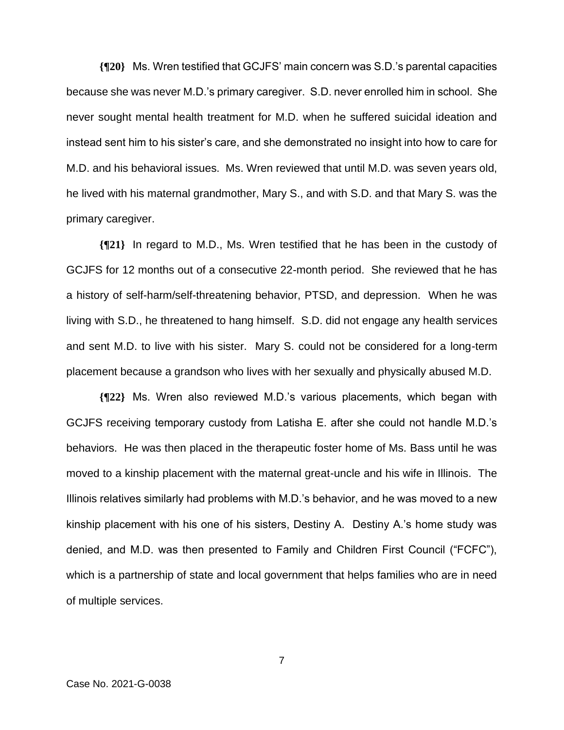**{¶20}** Ms. Wren testified that GCJFS' main concern was S.D.'s parental capacities because she was never M.D.'s primary caregiver. S.D. never enrolled him in school. She never sought mental health treatment for M.D. when he suffered suicidal ideation and instead sent him to his sister's care, and she demonstrated no insight into how to care for M.D. and his behavioral issues. Ms. Wren reviewed that until M.D. was seven years old, he lived with his maternal grandmother, Mary S., and with S.D. and that Mary S. was the primary caregiver.

**{¶21}** In regard to M.D., Ms. Wren testified that he has been in the custody of GCJFS for 12 months out of a consecutive 22-month period. She reviewed that he has a history of self-harm/self-threatening behavior, PTSD, and depression. When he was living with S.D., he threatened to hang himself. S.D. did not engage any health services and sent M.D. to live with his sister. Mary S. could not be considered for a long-term placement because a grandson who lives with her sexually and physically abused M.D.

**{¶22}** Ms. Wren also reviewed M.D.'s various placements, which began with GCJFS receiving temporary custody from Latisha E. after she could not handle M.D.'s behaviors. He was then placed in the therapeutic foster home of Ms. Bass until he was moved to a kinship placement with the maternal great-uncle and his wife in Illinois. The Illinois relatives similarly had problems with M.D.'s behavior, and he was moved to a new kinship placement with his one of his sisters, Destiny A. Destiny A.'s home study was denied, and M.D. was then presented to Family and Children First Council ("FCFC"), which is a partnership of state and local government that helps families who are in need of multiple services.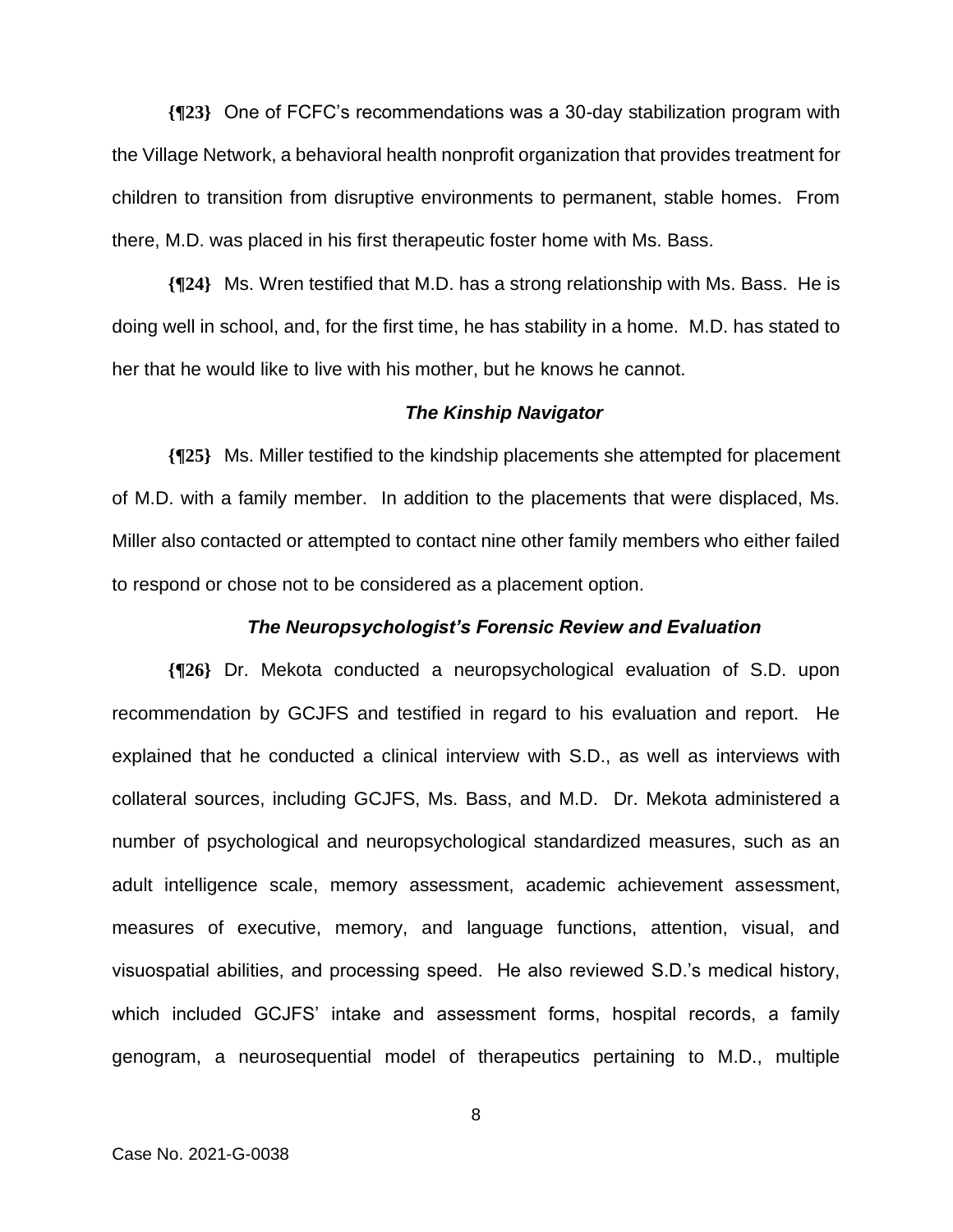**{¶23}** One of FCFC's recommendations was a 30-day stabilization program with the Village Network, a behavioral health nonprofit organization that provides treatment for children to transition from disruptive environments to permanent, stable homes. From there, M.D. was placed in his first therapeutic foster home with Ms. Bass.

**{¶24}** Ms. Wren testified that M.D. has a strong relationship with Ms. Bass. He is doing well in school, and, for the first time, he has stability in a home. M.D. has stated to her that he would like to live with his mother, but he knows he cannot.

### *The Kinship Navigator*

**{¶25}** Ms. Miller testified to the kindship placements she attempted for placement of M.D. with a family member. In addition to the placements that were displaced, Ms. Miller also contacted or attempted to contact nine other family members who either failed to respond or chose not to be considered as a placement option.

### *The Neuropsychologist's Forensic Review and Evaluation*

**{¶26}** Dr. Mekota conducted a neuropsychological evaluation of S.D. upon recommendation by GCJFS and testified in regard to his evaluation and report. He explained that he conducted a clinical interview with S.D., as well as interviews with collateral sources, including GCJFS, Ms. Bass, and M.D. Dr. Mekota administered a number of psychological and neuropsychological standardized measures, such as an adult intelligence scale, memory assessment, academic achievement assessment, measures of executive, memory, and language functions, attention, visual, and visuospatial abilities, and processing speed. He also reviewed S.D.'s medical history, which included GCJFS' intake and assessment forms, hospital records, a family genogram, a neurosequential model of therapeutics pertaining to M.D., multiple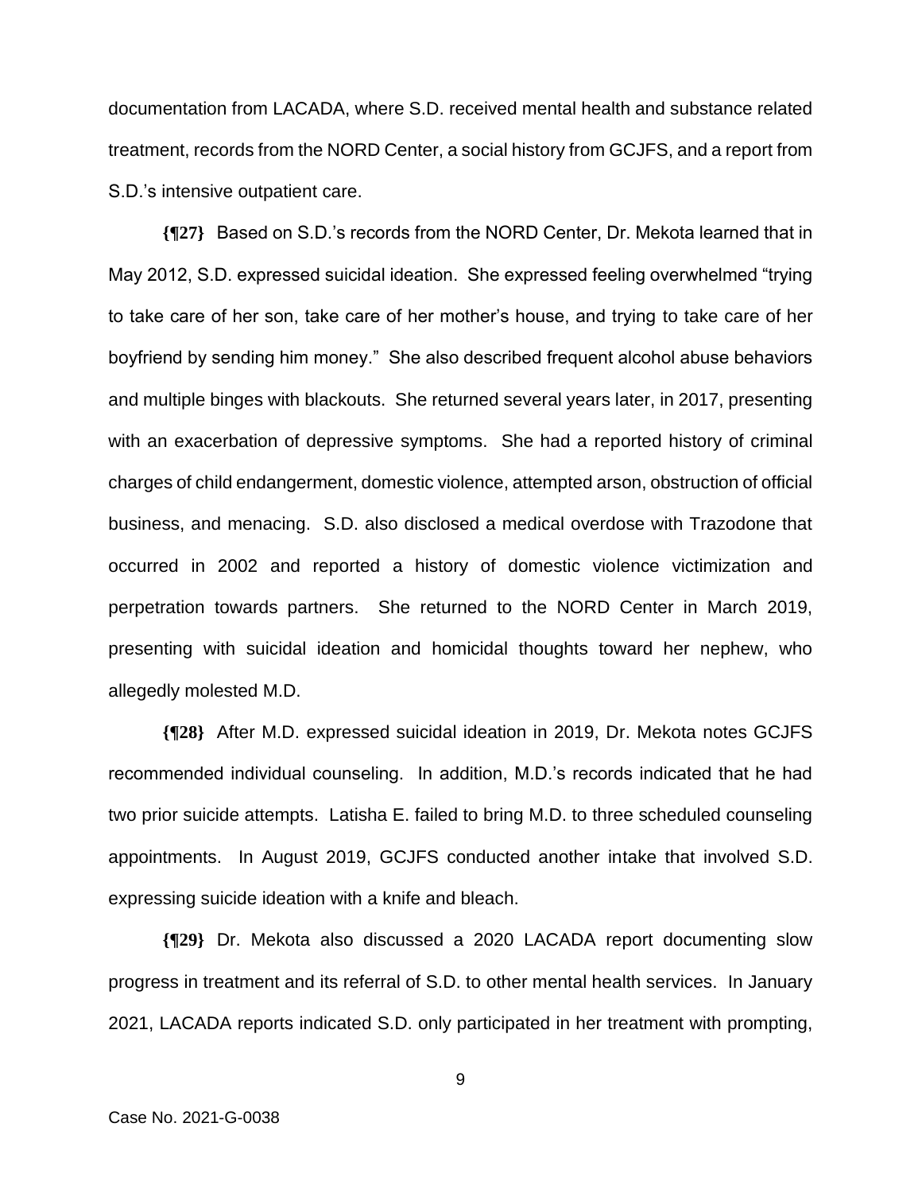documentation from LACADA, where S.D. received mental health and substance related treatment, records from the NORD Center, a social history from GCJFS, and a report from S.D.'s intensive outpatient care.

**{¶27}** Based on S.D.'s records from the NORD Center, Dr. Mekota learned that in May 2012, S.D. expressed suicidal ideation. She expressed feeling overwhelmed "trying to take care of her son, take care of her mother's house, and trying to take care of her boyfriend by sending him money." She also described frequent alcohol abuse behaviors and multiple binges with blackouts. She returned several years later, in 2017, presenting with an exacerbation of depressive symptoms. She had a reported history of criminal charges of child endangerment, domestic violence, attempted arson, obstruction of official business, and menacing. S.D. also disclosed a medical overdose with Trazodone that occurred in 2002 and reported a history of domestic violence victimization and perpetration towards partners. She returned to the NORD Center in March 2019, presenting with suicidal ideation and homicidal thoughts toward her nephew, who allegedly molested M.D.

**{¶28}** After M.D. expressed suicidal ideation in 2019, Dr. Mekota notes GCJFS recommended individual counseling. In addition, M.D.'s records indicated that he had two prior suicide attempts. Latisha E. failed to bring M.D. to three scheduled counseling appointments. In August 2019, GCJFS conducted another intake that involved S.D. expressing suicide ideation with a knife and bleach.

**{¶29}** Dr. Mekota also discussed a 2020 LACADA report documenting slow progress in treatment and its referral of S.D. to other mental health services. In January 2021, LACADA reports indicated S.D. only participated in her treatment with prompting,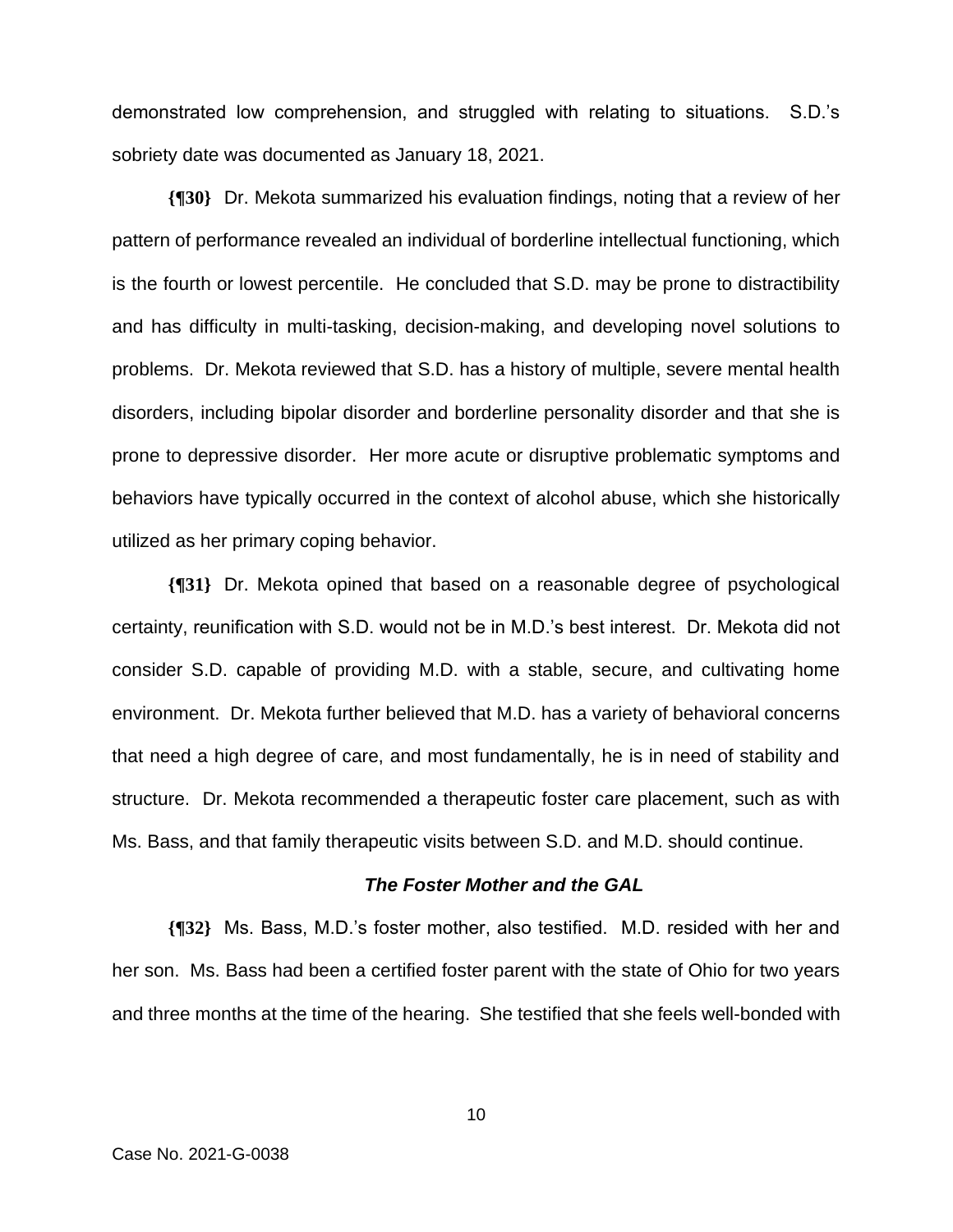demonstrated low comprehension, and struggled with relating to situations. S.D.'s sobriety date was documented as January 18, 2021.

**{¶30}** Dr. Mekota summarized his evaluation findings, noting that a review of her pattern of performance revealed an individual of borderline intellectual functioning, which is the fourth or lowest percentile. He concluded that S.D. may be prone to distractibility and has difficulty in multi-tasking, decision-making, and developing novel solutions to problems. Dr. Mekota reviewed that S.D. has a history of multiple, severe mental health disorders, including bipolar disorder and borderline personality disorder and that she is prone to depressive disorder. Her more acute or disruptive problematic symptoms and behaviors have typically occurred in the context of alcohol abuse, which she historically utilized as her primary coping behavior.

**{¶31}** Dr. Mekota opined that based on a reasonable degree of psychological certainty, reunification with S.D. would not be in M.D.'s best interest. Dr. Mekota did not consider S.D. capable of providing M.D. with a stable, secure, and cultivating home environment. Dr. Mekota further believed that M.D. has a variety of behavioral concerns that need a high degree of care, and most fundamentally, he is in need of stability and structure. Dr. Mekota recommended a therapeutic foster care placement, such as with Ms. Bass, and that family therapeutic visits between S.D. and M.D. should continue.

***The Foster Mother and the GAL***

**{¶32}** Ms. Bass, M.D.'s foster mother, also testified. M.D. resided with her and her son. Ms. Bass had been a certified foster parent with the state of Ohio for two years and three months at the time of the hearing. She testified that she feels well-bonded with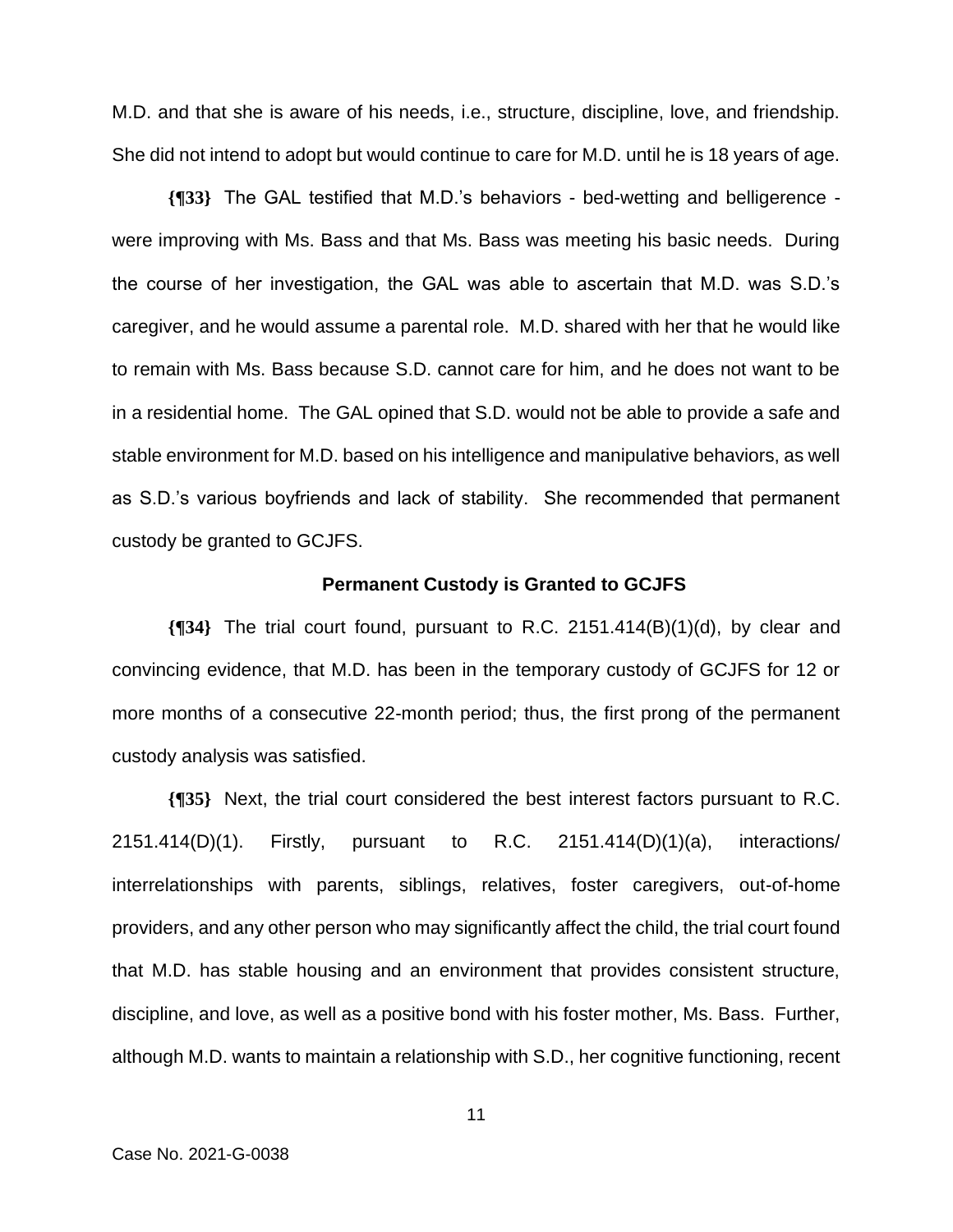M.D. and that she is aware of his needs, i.e., structure, discipline, love, and friendship. She did not intend to adopt but would continue to care for M.D. until he is 18 years of age.

**{¶33}** The GAL testified that M.D.'s behaviors - bed-wetting and belligerence - were improving with Ms. Bass and that Ms. Bass was meeting his basic needs. During the course of her investigation, the GAL was able to ascertain that M.D. was S.D.'s caregiver, and he would assume a parental role. M.D. shared with her that he would like to remain with Ms. Bass because S.D. cannot care for him, and he does not want to be in a residential home. The GAL opined that S.D. would not be able to provide a safe and stable environment for M.D. based on his intelligence and manipulative behaviors, as well as S.D.'s various boyfriends and lack of stability. She recommended that permanent custody be granted to GCJFS.

**Permanent Custody is Granted to GCJFS**

**{¶34}** The trial court found, pursuant to R.C. 2151.414(B)(1)(d), by clear and convincing evidence, that M.D. has been in the temporary custody of GCJFS for 12 or more months of a consecutive 22-month period; thus, the first prong of the permanent custody analysis was satisfied.

**{¶35}** Next, the trial court considered the best interest factors pursuant to R.C. 2151.414(D)(1). Firstly, pursuant to R.C. 2151.414(D)(1)(a), interactions/ interrelationships with parents, siblings, relatives, foster caregivers, out-of-home providers, and any other person who may significantly affect the child, the trial court found that M.D. has stable housing and an environment that provides consistent structure, discipline, and love, as well as a positive bond with his foster mother, Ms. Bass. Further, although M.D. wants to maintain a relationship with S.D., her cognitive functioning, recent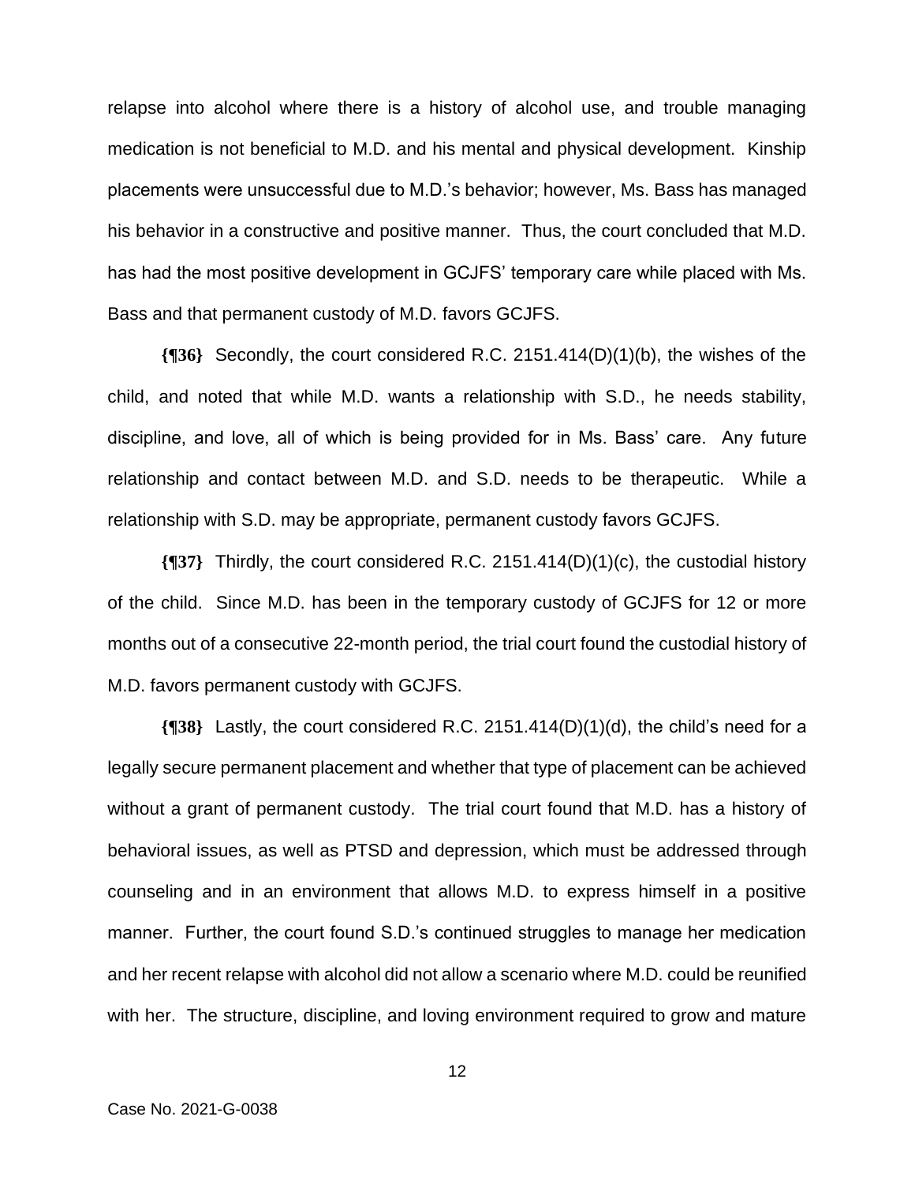relapse into alcohol where there is a history of alcohol use, and trouble managing medication is not beneficial to M.D. and his mental and physical development. Kinship placements were unsuccessful due to M.D.'s behavior; however, Ms. Bass has managed his behavior in a constructive and positive manner. Thus, the court concluded that M.D. has had the most positive development in GCJFS' temporary care while placed with Ms. Bass and that permanent custody of M.D. favors GCJFS.

**{¶36}** Secondly, the court considered R.C. 2151.414(D)(1)(b), the wishes of the child, and noted that while M.D. wants a relationship with S.D., he needs stability, discipline, and love, all of which is being provided for in Ms. Bass' care. Any future relationship and contact between M.D. and S.D. needs to be therapeutic. While a relationship with S.D. may be appropriate, permanent custody favors GCJFS.

**{¶37}** Thirdly, the court considered R.C. 2151.414(D)(1)(c), the custodial history of the child. Since M.D. has been in the temporary custody of GCJFS for 12 or more months out of a consecutive 22-month period, the trial court found the custodial history of M.D. favors permanent custody with GCJFS.

**{¶38}** Lastly, the court considered R.C. 2151.414(D)(1)(d), the child's need for a legally secure permanent placement and whether that type of placement can be achieved without a grant of permanent custody. The trial court found that M.D. has a history of behavioral issues, as well as PTSD and depression, which must be addressed through counseling and in an environment that allows M.D. to express himself in a positive manner. Further, the court found S.D.'s continued struggles to manage her medication and her recent relapse with alcohol did not allow a scenario where M.D. could be reunified with her. The structure, discipline, and loving environment required to grow and mature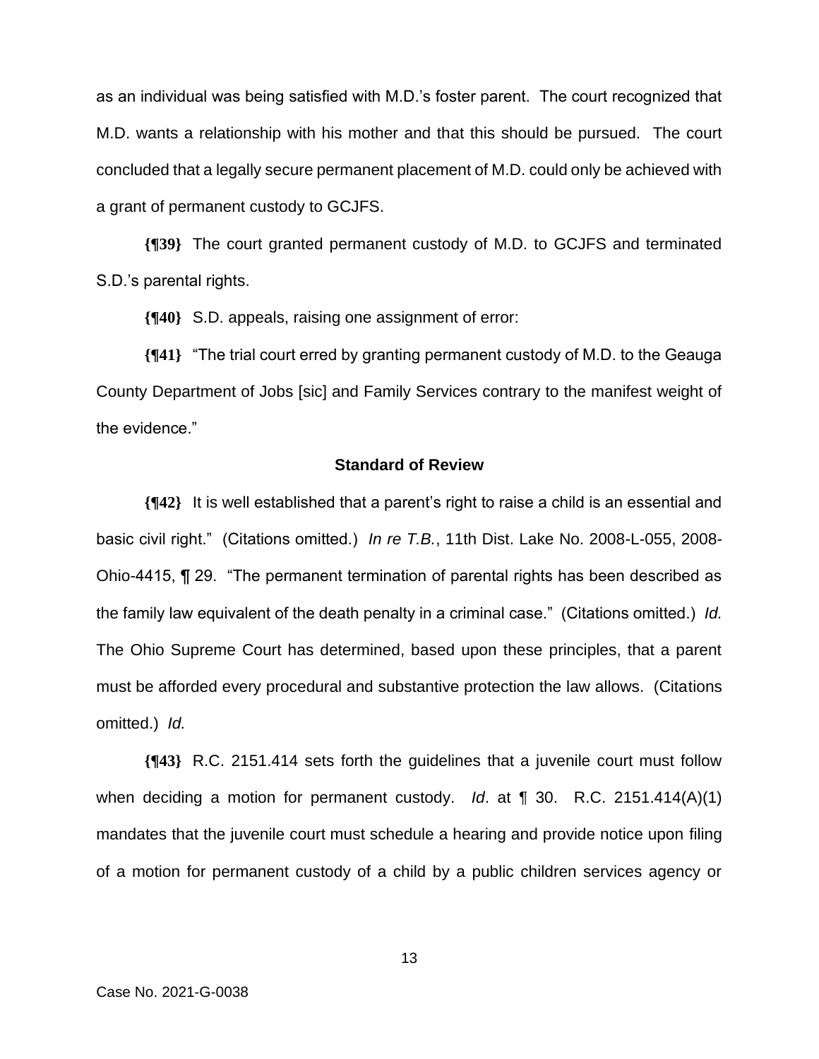as an individual was being satisfied with M.D.'s foster parent. The court recognized that M.D. wants a relationship with his mother and that this should be pursued. The court concluded that a legally secure permanent placement of M.D. could only be achieved with a grant of permanent custody to GCJFS.

**{¶39}** The court granted permanent custody of M.D. to GCJFS and terminated S.D.'s parental rights.

**{¶40}** S.D. appeals, raising one assignment of error:

**{¶41}** "The trial court erred by granting permanent custody of M.D. to the Geauga County Department of Jobs [sic] and Family Services contrary to the manifest weight of the evidence."

### Standard of Review

**{¶42}** It is well established that a parent's right to raise a child is an essential and basic civil right." (Citations omitted.) *In re T.B.*, 11th Dist. Lake No. 2008-L-055, 2008-Ohio-4415, ¶ 29. "The permanent termination of parental rights has been described as the family law equivalent of the death penalty in a criminal case." (Citations omitted.) *Id.* The Ohio Supreme Court has determined, based upon these principles, that a parent must be afforded every procedural and substantive protection the law allows. (Citations omitted.) *Id.*

**{¶43}** R.C. 2151.414 sets forth the guidelines that a juvenile court must follow when deciding a motion for permanent custody. *Id*. at ¶ 30. R.C. 2151.414(A)(1) mandates that the juvenile court must schedule a hearing and provide notice upon filing of a motion for permanent custody of a child by a public children services agency or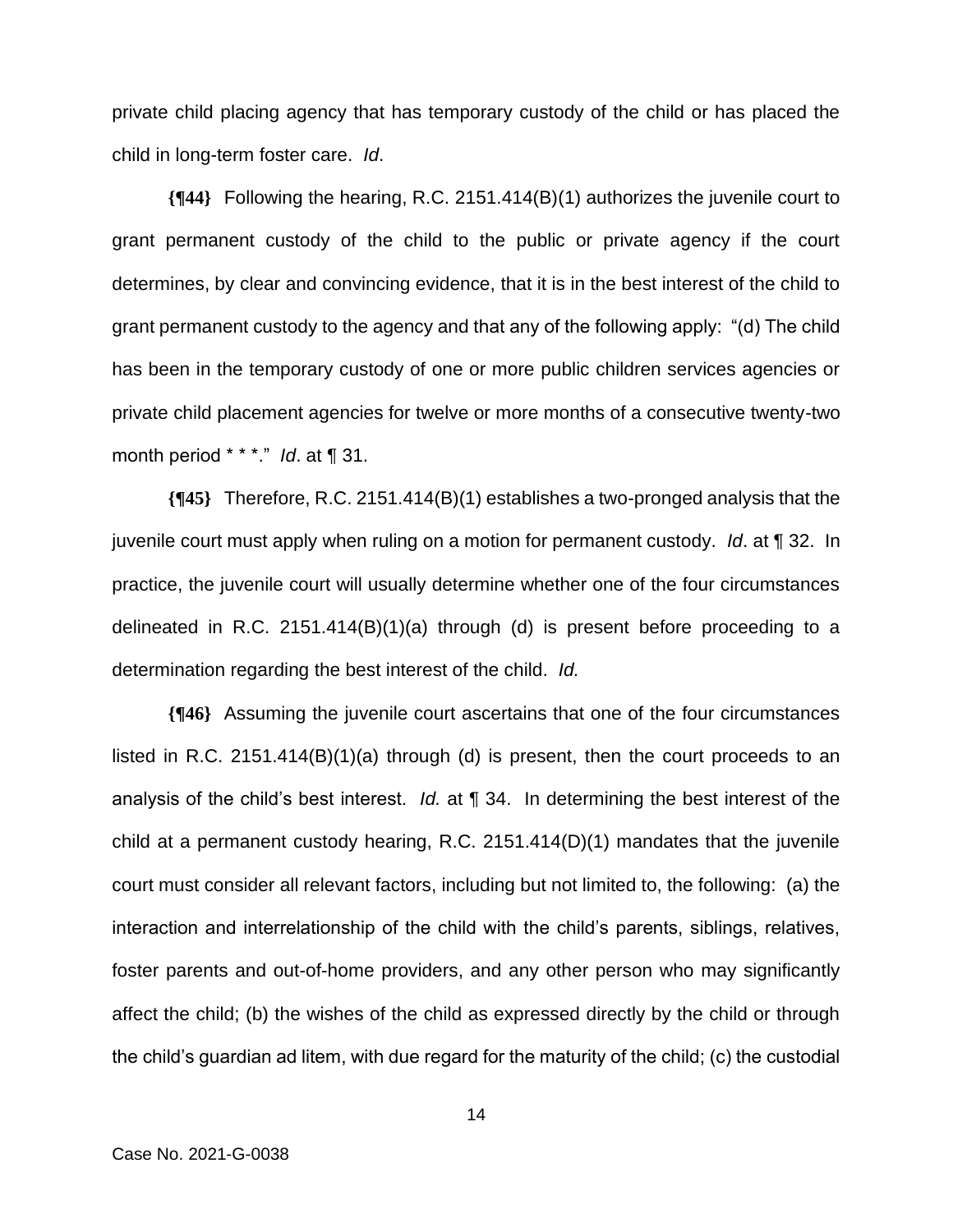private child placing agency that has temporary custody of the child or has placed the child in long-term foster care. *Id*.

**{¶44}** Following the hearing, R.C. 2151.414(B)(1) authorizes the juvenile court to grant permanent custody of the child to the public or private agency if the court determines, by clear and convincing evidence, that it is in the best interest of the child to grant permanent custody to the agency and that any of the following apply: "(d) The child has been in the temporary custody of one or more public children services agencies or private child placement agencies for twelve or more months of a consecutive twenty-two month period * * *." *Id*. at ¶ 31.

**{¶45}** Therefore, R.C. 2151.414(B)(1) establishes a two-pronged analysis that the juvenile court must apply when ruling on a motion for permanent custody. *Id*. at ¶ 32. In practice, the juvenile court will usually determine whether one of the four circumstances delineated in R.C. 2151.414(B)(1)(a) through (d) is present before proceeding to a determination regarding the best interest of the child. *Id.*

**{¶46}** Assuming the juvenile court ascertains that one of the four circumstances listed in R.C. 2151.414(B)(1)(a) through (d) is present, then the court proceeds to an analysis of the child's best interest. *Id.* at ¶ 34. In determining the best interest of the child at a permanent custody hearing, R.C. 2151.414(D)(1) mandates that the juvenile court must consider all relevant factors, including but not limited to, the following: (a) the interaction and interrelationship of the child with the child's parents, siblings, relatives, foster parents and out-of-home providers, and any other person who may significantly affect the child; (b) the wishes of the child as expressed directly by the child or through the child's guardian ad litem, with due regard for the maturity of the child; (c) the custodial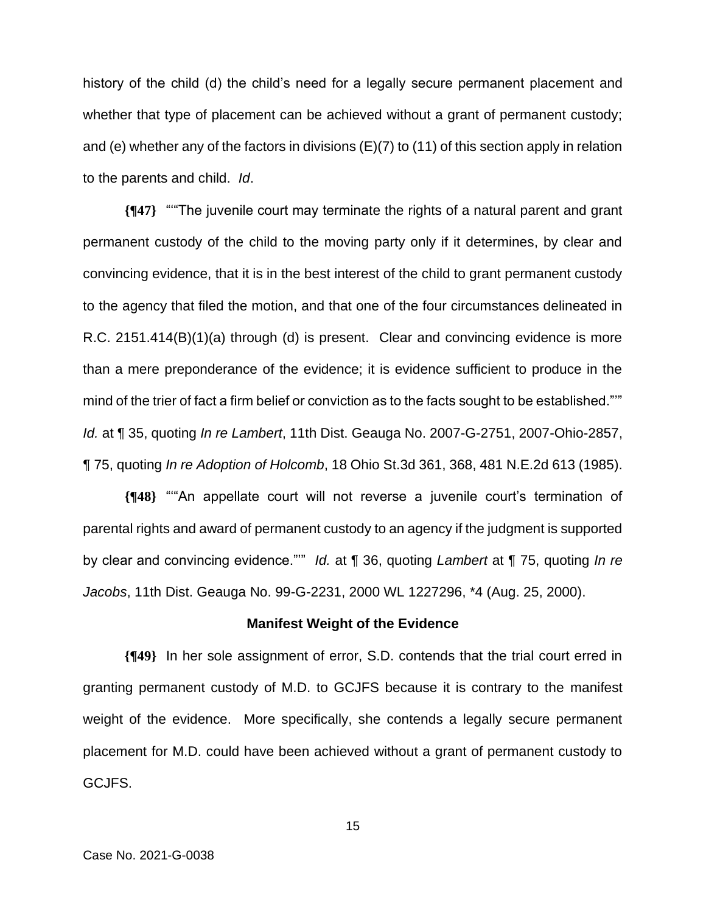history of the child (d) the child's need for a legally secure permanent placement and whether that type of placement can be achieved without a grant of permanent custody; and (e) whether any of the factors in divisions (E)(7) to (11) of this section apply in relation to the parents and child. *Id*.

**{¶47}** "'"The juvenile court may terminate the rights of a natural parent and grant permanent custody of the child to the moving party only if it determines, by clear and convincing evidence, that it is in the best interest of the child to grant permanent custody to the agency that filed the motion, and that one of the four circumstances delineated in R.C. 2151.414(B)(1)(a) through (d) is present. Clear and convincing evidence is more than a mere preponderance of the evidence; it is evidence sufficient to produce in the mind of the trier of fact a firm belief or conviction as to the facts sought to be established."'" *Id.* at ¶ 35, quoting *In re Lambert*, 11th Dist. Geauga No. 2007-G-2751, 2007-Ohio-2857, ¶ 75, quoting *In re Adoption of Holcomb*, 18 Ohio St.3d 361, 368, 481 N.E.2d 613 (1985).

**{¶48}** "'"An appellate court will not reverse a juvenile court's termination of parental rights and award of permanent custody to an agency if the judgment is supported by clear and convincing evidence."'" *Id.* at ¶ 36, quoting *Lambert* at ¶ 75, quoting *In re Jacobs*, 11th Dist. Geauga No. 99-G-2231, 2000 WL 1227296, \*4 (Aug. 25, 2000).

**Manifest Weight of the Evidence**

**{¶49}** In her sole assignment of error, S.D. contends that the trial court erred in granting permanent custody of M.D. to GCJFS because it is contrary to the manifest weight of the evidence. More specifically, she contends a legally secure permanent placement for M.D. could have been achieved without a grant of permanent custody to GCJFS.

Case No. 2021-G-0038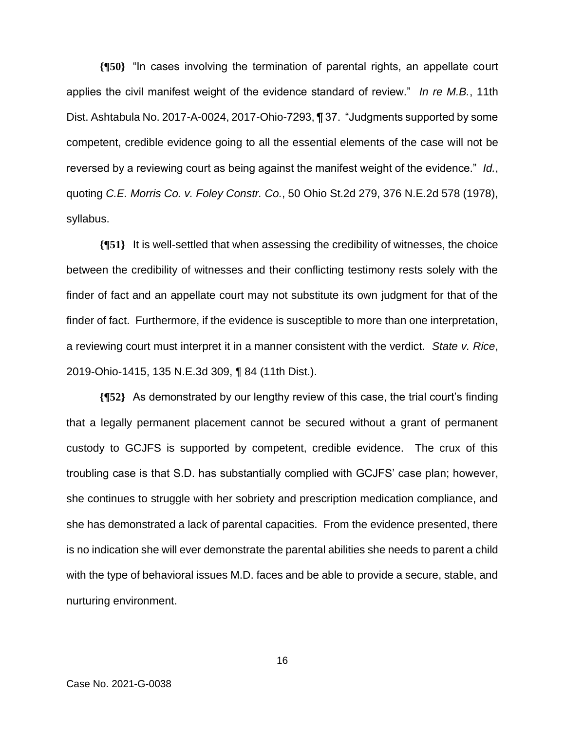**{¶50}** "In cases involving the termination of parental rights, an appellate court applies the civil manifest weight of the evidence standard of review." *In re M.B.*, 11th Dist. Ashtabula No. 2017-A-0024, 2017-Ohio-7293, ¶ 37. "Judgments supported by some competent, credible evidence going to all the essential elements of the case will not be reversed by a reviewing court as being against the manifest weight of the evidence." *Id.*, quoting *C.E. Morris Co. v. Foley Constr. Co.*, 50 Ohio St.2d 279, 376 N.E.2d 578 (1978), syllabus.

**{¶51}** It is well-settled that when assessing the credibility of witnesses, the choice between the credibility of witnesses and their conflicting testimony rests solely with the finder of fact and an appellate court may not substitute its own judgment for that of the finder of fact. Furthermore, if the evidence is susceptible to more than one interpretation, a reviewing court must interpret it in a manner consistent with the verdict. *State v. Rice*, 2019-Ohio-1415, 135 N.E.3d 309, ¶ 84 (11th Dist.).

**{¶52}** As demonstrated by our lengthy review of this case, the trial court's finding that a legally permanent placement cannot be secured without a grant of permanent custody to GCJFS is supported by competent, credible evidence. The crux of this troubling case is that S.D. has substantially complied with GCJFS' case plan; however, she continues to struggle with her sobriety and prescription medication compliance, and she has demonstrated a lack of parental capacities. From the evidence presented, there is no indication she will ever demonstrate the parental abilities she needs to parent a child with the type of behavioral issues M.D. faces and be able to provide a secure, stable, and nurturing environment.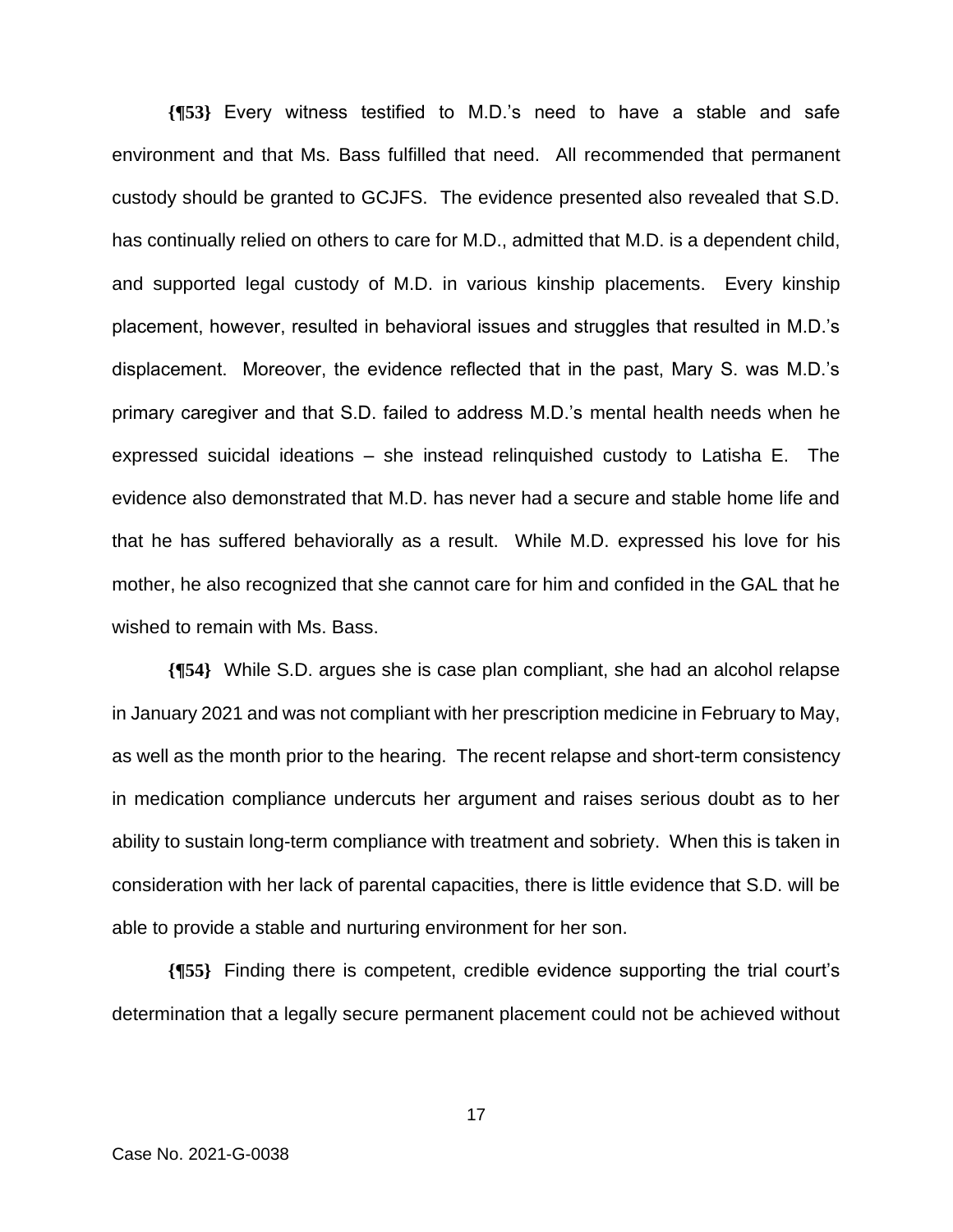**{¶53}** Every witness testified to M.D.'s need to have a stable and safe environment and that Ms. Bass fulfilled that need. All recommended that permanent custody should be granted to GCJFS. The evidence presented also revealed that S.D. has continually relied on others to care for M.D., admitted that M.D. is a dependent child, and supported legal custody of M.D. in various kinship placements. Every kinship placement, however, resulted in behavioral issues and struggles that resulted in M.D.'s displacement. Moreover, the evidence reflected that in the past, Mary S. was M.D.'s primary caregiver and that S.D. failed to address M.D.'s mental health needs when he expressed suicidal ideations – she instead relinquished custody to Latisha E. The evidence also demonstrated that M.D. has never had a secure and stable home life and that he has suffered behaviorally as a result. While M.D. expressed his love for his mother, he also recognized that she cannot care for him and confided in the GAL that he wished to remain with Ms. Bass.

**{¶54}** While S.D. argues she is case plan compliant, she had an alcohol relapse in January 2021 and was not compliant with her prescription medicine in February to May, as well as the month prior to the hearing. The recent relapse and short-term consistency in medication compliance undercuts her argument and raises serious doubt as to her ability to sustain long-term compliance with treatment and sobriety. When this is taken in consideration with her lack of parental capacities, there is little evidence that S.D. will be able to provide a stable and nurturing environment for her son.

**{¶55}** Finding there is competent, credible evidence supporting the trial court's determination that a legally secure permanent placement could not be achieved without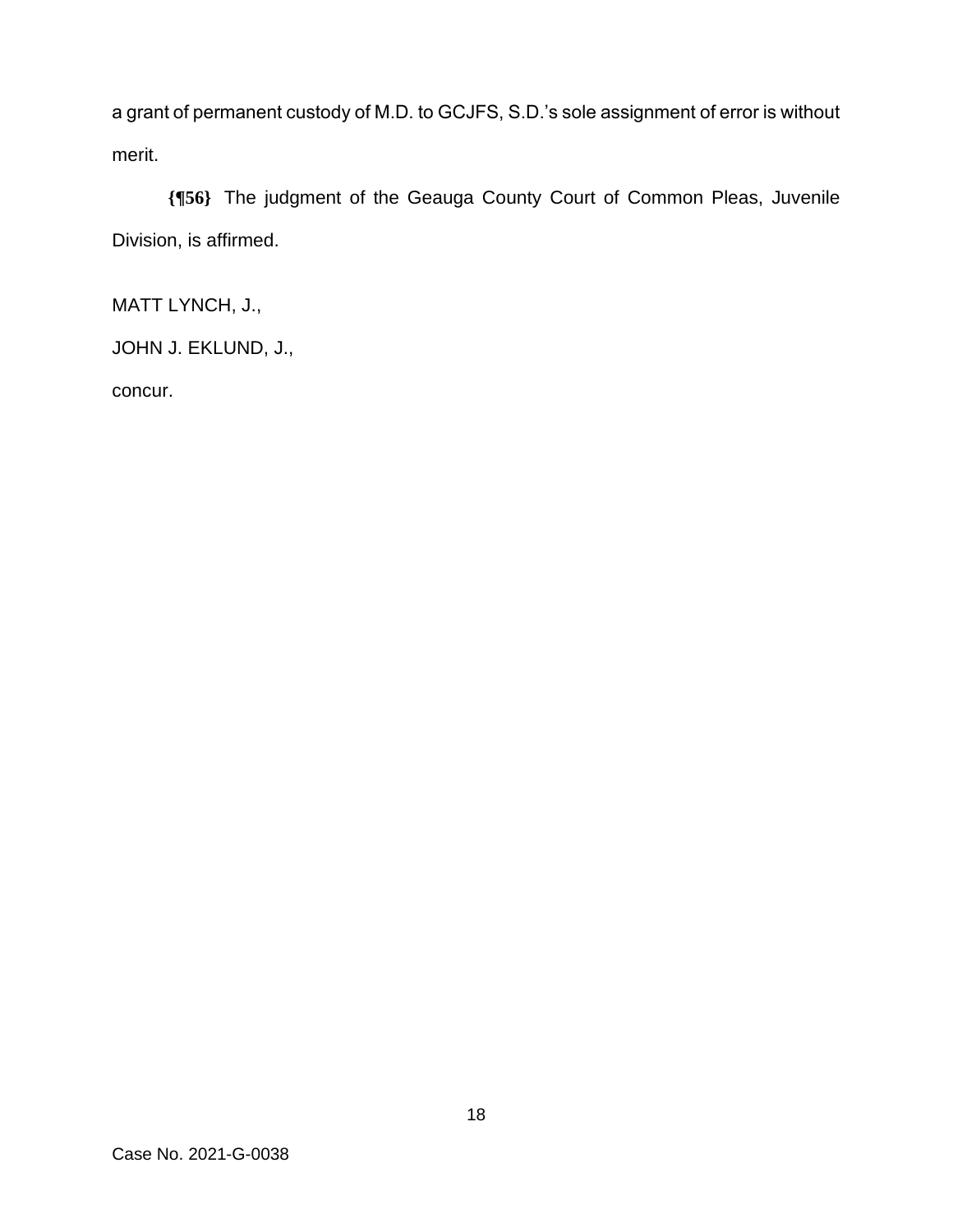a grant of permanent custody of M.D. to GCJFS, S.D.'s sole assignment of error is without merit.

**{¶56}** The judgment of the Geauga County Court of Common Pleas, Juvenile Division, is affirmed.

MATT LYNCH, J.,

JOHN J. EKLUND, J.,

concur.